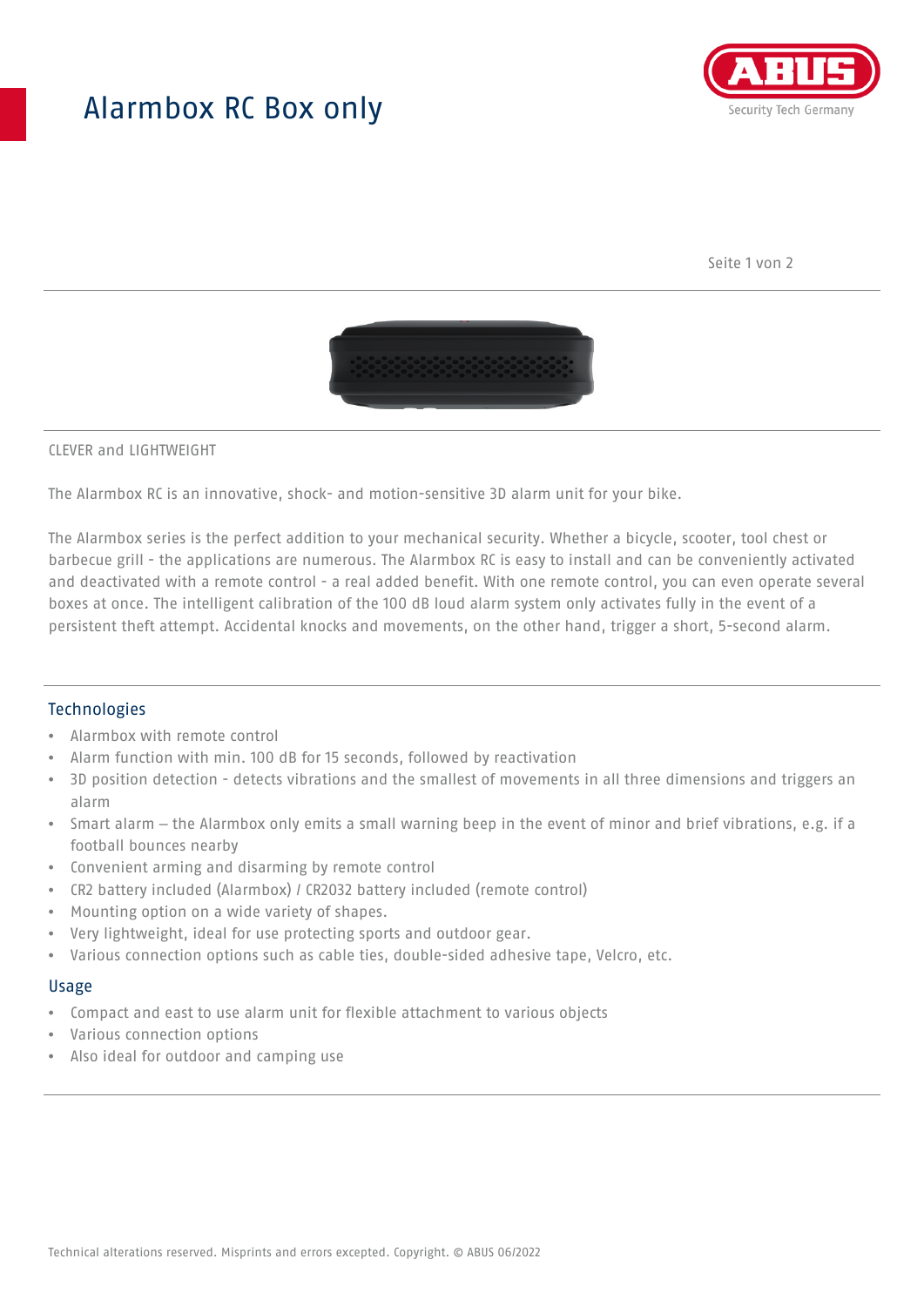# Alarmbox RC Box only

CLEVER and LIGHTWEIGHT

The Alarmbox RC is an innovative, shock- and motion-sensitive 3D alarm unit for your bike.

The Alarmbox series is the perfect addition to your mechanical security. Whether a bicycle, scooter, tool chest or barbecue grill - the applications are numerous. The Alarmbox RC is easy to install and can be conveniently activated and deactivated with a remote control - a real added benefit. With one remote control, you can even operate several boxes at once. The intelligent calibration of the 100 dB loud alarm system only activates fully in the event of a persistent theft attempt. Accidental knocks and movements, on the other hand, trigger a short, 5-second alarm.

## Technologies

- Alarmbox with remote control
- Alarm function with min. 100 dB for 15 seconds, followed by reactivation
- 3D position detection - detects vibrations and the smallest of movements in all three dimensions and triggers an alarm
- Smart alarm – the Alarmbox only emits a small warning beep in the event of minor and brief vibrations, e.g. if a football bounces nearby
- Convenient arming and disarming by remote control
- CR2 battery included (Alarmbox) / CR2032 battery included (remote control)
- Mounting option on a wide variety of shapes.
- Very lightweight, ideal for use protecting sports and outdoor gear.
- Various connection options such as cable ties, double-sided adhesive tape, Velcro, etc.

## Usage

- Compact and east to use alarm unit for flexible attachment to various objects
- Various connection options
- Also ideal for outdoor and camping use

Technical alterations reserved. Misprints and errors excepted. Copyright. © ABUS 06/2022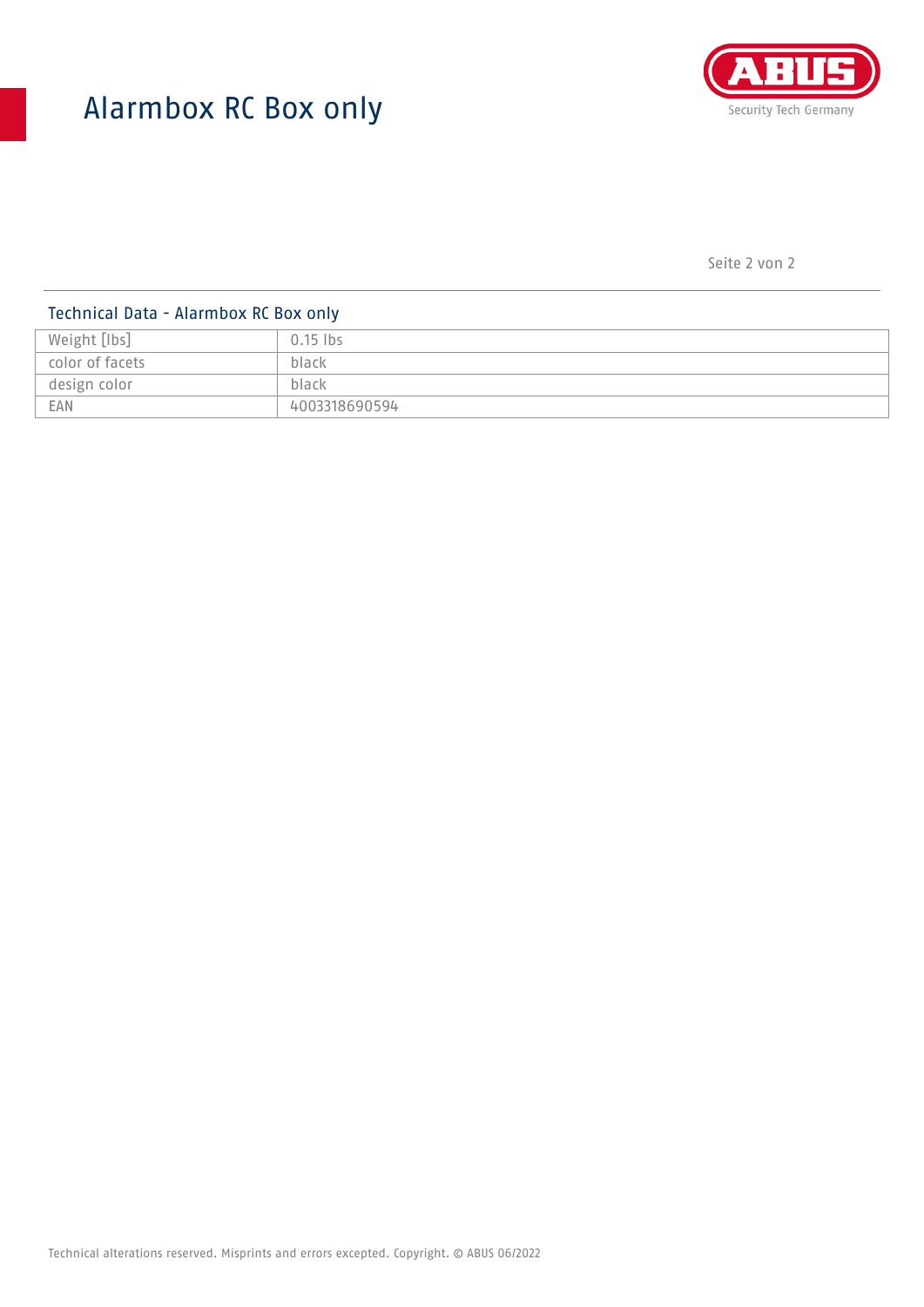# Alarmbox RC Box only

## Technical Data - Alarmbox RC Box only

| | |
|---|---|
| Weight [lbs] | 0.15 lbs |
| color of facets | black |
| design color | black |
| EAN | 4003318690594 |

Technical alterations reserved. Misprints and errors excepted. Copyright. © ABUS 06/2022